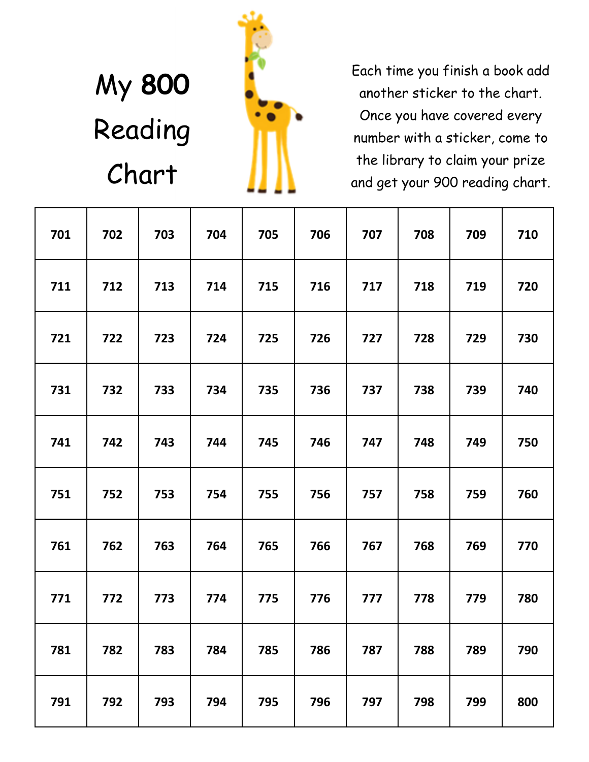# My 800 Reading Chart

Each time you finish a book add another sticker to the chart. Once you have covered every number with a sticker, come to the library to claim your prize and get your 900 reading chart.

| | | | | | | | | | |
|---|---|---|---|---|---|---|---|---|---|
| **701** | **702** | **703** | **704** | **705** | **706** | **707** | **708** | **709** | **710** |
| **711** | **712** | **713** | **714** | **715** | **716** | **717** | **718** | **719** | **720** |
| **721** | **722** | **723** | **724** | **725** | **726** | **727** | **728** | **729** | **730** |
| **731** | **732** | **733** | **734** | **735** | **736** | **737** | **738** | **739** | **740** |
| **741** | **742** | **743** | **744** | **745** | **746** | **747** | **748** | **749** | **750** |
| **751** | **752** | **753** | **754** | **755** | **756** | **757** | **758** | **759** | **760** |
| **761** | **762** | **763** | **764** | **765** | **766** | **767** | **768** | **769** | **770** |
| **771** | **772** | **773** | **774** | **775** | **776** | **777** | **778** | **779** | **780** |
| **781** | **782** | **783** | **784** | **785** | **786** | **787** | **788** | **789** | **790** |
| **791** | **792** | **793** | **794** | **795** | **796** | **797** | **798** | **799** | **800** |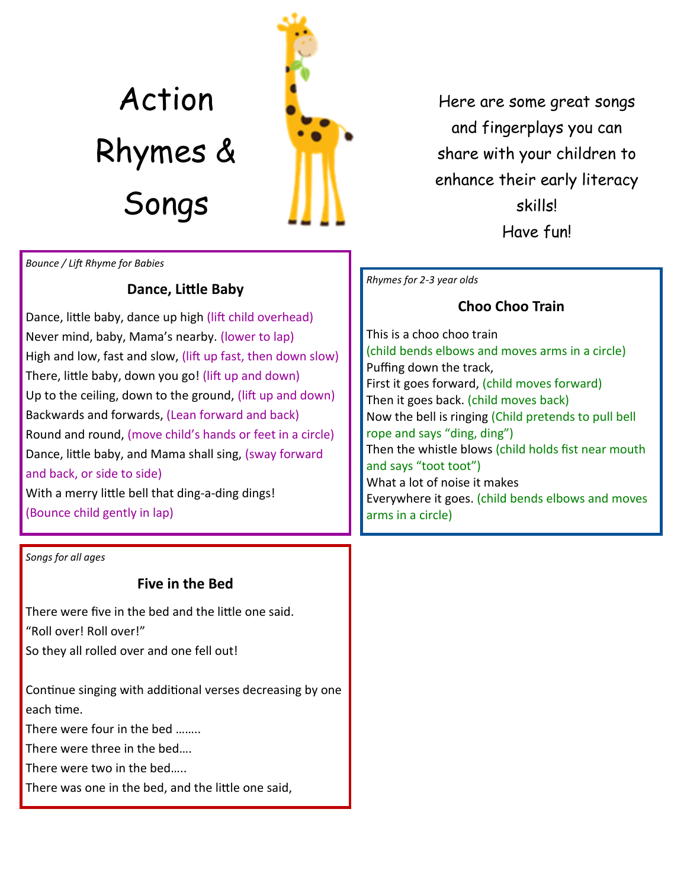# Action Rhymes & Songs

Here are some great songs and fingerplays you can share with your children to enhance their early literacy skills!

Have fun!

*Bounce / Lift Rhyme for Babies*

### Dance, Little Baby

Dance, little baby, dance up high (lift child overhead)
Never mind, baby, Mama's nearby. (lower to lap)
High and low, fast and slow, (lift up fast, then down slow)
There, little baby, down you go! (lift up and down)
Up to the ceiling, down to the ground, (lift up and down)
Backwards and forwards, (Lean forward and back)
Round and round, (move child's hands or feet in a circle)
Dance, little baby, and Mama shall sing, (sway forward and back, or side to side)
With a merry little bell that ding-a-ding dings!
(Bounce child gently in lap)

*Rhymes for 2-3 year olds*

### Choo Choo Train

This is a choo choo train
(child bends elbows and moves arms in a circle)
Puffing down the track,
First it goes forward, (child moves forward)
Then it goes back. (child moves back)
Now the bell is ringing (Child pretends to pull bell rope and says "ding, ding")
Then the whistle blows (child holds fist near mouth and says "toot toot")
What a lot of noise it makes
Everywhere it goes. (child bends elbows and moves arms in a circle)

*Songs for all ages*

### Five in the Bed

There were five in the bed and the little one said.
"Roll over! Roll over!"
So they all rolled over and one fell out!

Continue singing with additional verses decreasing by one each time.
There were four in the bed ……..
There were three in the bed….
There were two in the bed…..
There was one in the bed, and the little one said,